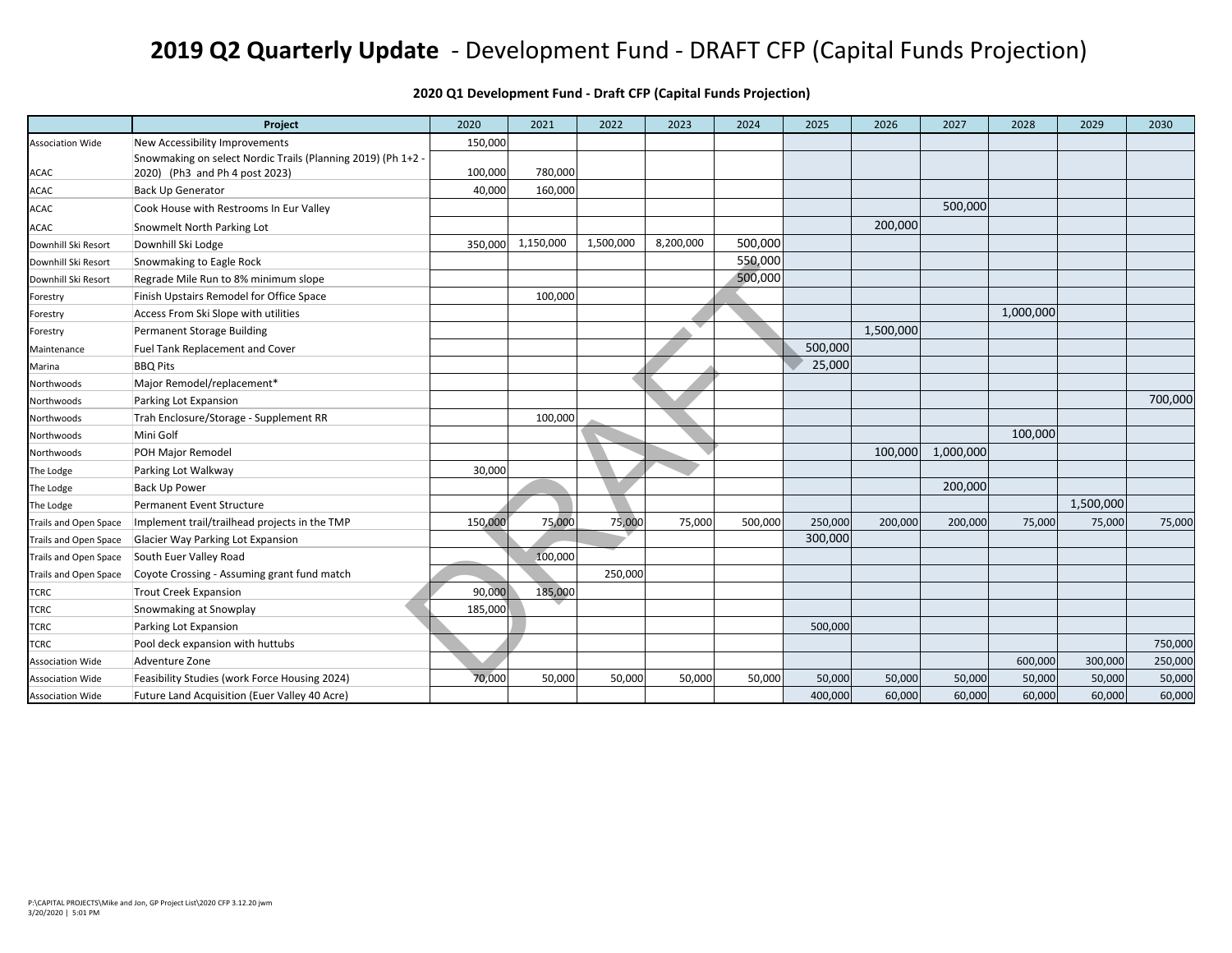# 2019 Q2 Quarterly Update - Development Fund - DRAFT CFP (Capital Funds Projection)

**2020 Q1 Development Fund - Draft CFP (Capital Funds Projection)**

| | Project | 2020 | 2021 | 2022 | 2023 | 2024 | 2025 | 2026 | 2027 | 2028 | 2029 | 2030 |
|---|---|---|---|---|---|---|---|---|---|---|---|---|
| Association Wide | New Accessibility Improvements | 150,000 | | | | | | | | | | |
| ACAC | Snowmaking on select Nordic Trails (Planning 2019) (Ph 1+2 - 2020) (Ph3 and Ph 4 post 2023) | 100,000 | 780,000 | | | | | | | | | |
| ACAC | Back Up Generator | 40,000 | 160,000 | | | | | | | | | |
| ACAC | Cook House with Restrooms In Eur Valley | | | | | | | | 500,000 | | | |
| ACAC | Snowmelt North Parking Lot | | | | | | | 200,000 | | | | |
| Downhill Ski Resort | Downhill Ski Lodge | 350,000 | 1,150,000 | 1,500,000 | 8,200,000 | 500,000 | | | | | | |
| Downhill Ski Resort | Snowmaking to Eagle Rock | | | | | 550,000 | | | | | | |
| Downhill Ski Resort | Regrade Mile Run to 8% minimum slope | | | | | 500,000 | | | | | | |
| Forestry | Finish Upstairs Remodel for Office Space | | 100,000 | | | | | | | | | |
| Forestry | Access From Ski Slope with utilities | | | | | | | | | 1,000,000 | | |
| Forestry | Permanent Storage Building | | | | | | | 1,500,000 | | | | |
| Maintenance | Fuel Tank Replacement and Cover | | | | | | 500,000 | | | | | |
| Marina | BBQ Pits | | | | | | 25,000 | | | | | |
| Northwoods | Major Remodel/replacement* | | | | | | | | | | | |
| Northwoods | Parking Lot Expansion | | | | | | | | | | | 700,000 |
| Northwoods | Trah Enclosure/Storage - Supplement RR | | 100,000 | | | | | | | | | |
| Northwoods | Mini Golf | | | | | | | | | 100,000 | | |
| Northwoods | POH Major Remodel | | | | | | | 100,000 | 1,000,000 | | | |
| The Lodge | Parking Lot Walkway | 30,000 | | | | | | | | | | |
| The Lodge | Back Up Power | | | | | | | | 200,000 | | | |
| The Lodge | Permanent Event Structure | | | | | | | | | | 1,500,000 | |
| Trails and Open Space | Implement trail/trailhead projects in the TMP | 150,000 | 75,000 | 75,000 | 75,000 | 500,000 | 250,000 | 200,000 | 200,000 | 75,000 | 75,000 | 75,000 |
| Trails and Open Space | Glacier Way Parking Lot Expansion | | | | | | 300,000 | | | | | |
| Trails and Open Space | South Euer Valley Road | | 100,000 | | | | | | | | | |
| Trails and Open Space | Coyote Crossing - Assuming grant fund match | | | 250,000 | | | | | | | | |
| TCRC | Trout Creek Expansion | 90,000 | 185,000 | | | | | | | | | |
| TCRC | Snowmaking at Snowplay | 185,000 | | | | | | | | | | |
| TCRC | Parking Lot Expansion | | | | | | 500,000 | | | | | |
| TCRC | Pool deck expansion with huttubs | | | | | | | | | | | 750,000 |
| Association Wide | Adventure Zone | | | | | | | | | 600,000 | 300,000 | 250,000 |
| Association Wide | Feasibility Studies (work Force Housing 2024) | 70,000 | 50,000 | 50,000 | 50,000 | 50,000 | 50,000 | 50,000 | 50,000 | 50,000 | 50,000 | 50,000 |
| Association Wide | Future Land Acquisition (Euer Valley 40 Acre) | | | | | | 400,000 | 60,000 | 60,000 | 60,000 | 60,000 | 60,000 |

DRAFT

P:\CAPITAL PROJECTS\Mike and Jon, GP Project List\2020 CFP 3.12.20 jwm
3/20/2020 | 5:01 PM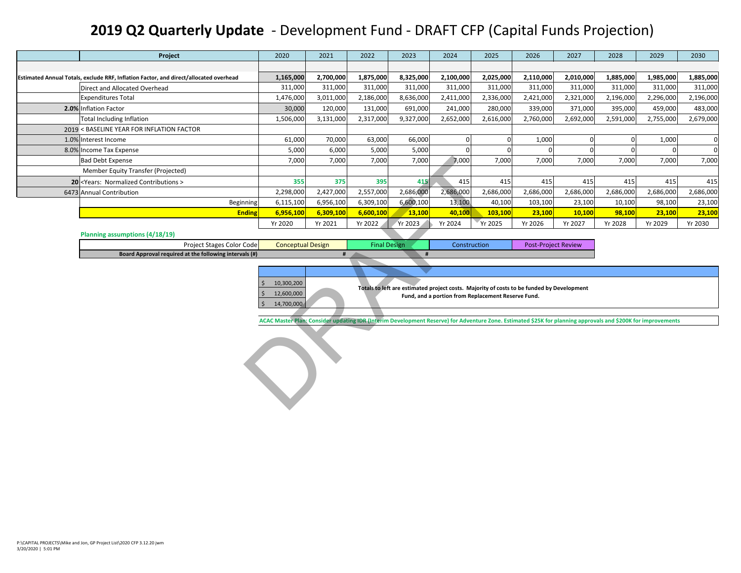# 2019 Q2 Quarterly Update - Development Fund - DRAFT CFP (Capital Funds Projection)

| | Project | 2020 | 2021 | 2022 | 2023 | 2024 | 2025 | 2026 | 2027 | 2028 | 2029 | 2030 |
|---|---|---|---|---|---|---|---|---|---|---|---|---|
| | | | | | | | | | | | | |
| **Estimated Annual Totals, exclude RRF, Inflation Factor, and direct/allocated overhead** | | **1,165,000** | **2,700,000** | **1,875,000** | **8,325,000** | **2,100,000** | **2,025,000** | **2,110,000** | **2,010,000** | **1,885,000** | **1,985,000** | **1,885,000** |
| | Direct and Allocated Overhead | 311,000 | 311,000 | 311,000 | 311,000 | 311,000 | 311,000 | 311,000 | 311,000 | 311,000 | 311,000 | 311,000 |
| | Expenditures Total | 1,476,000 | 3,011,000 | 2,186,000 | 8,636,000 | 2,411,000 | 2,336,000 | 2,421,000 | 2,321,000 | 2,196,000 | 2,296,000 | 2,196,000 |
| **2.0%** | Inflation Factor | 30,000 | 120,000 | 131,000 | 691,000 | 241,000 | 280,000 | 339,000 | 371,000 | 395,000 | 459,000 | 483,000 |
| | Total Including Inflation | 1,506,000 | 3,131,000 | 2,317,000 | 9,327,000 | 2,652,000 | 2,616,000 | 2,760,000 | 2,692,000 | 2,591,000 | 2,755,000 | 2,679,000 |
| 2019 | < BASELINE YEAR FOR INFLATION FACTOR | | | | | | | | | | | |
| 1.0% | Interest Income | 61,000 | 70,000 | 63,000 | 66,000 | 0 | 0 | 1,000 | 0 | 0 | 1,000 | 0 |
| 8.0% | Income Tax Expense | 5,000 | 6,000 | 5,000 | 5,000 | 0 | 0 | 0 | 0 | 0 | 0 | 0 |
| | Bad Debt Expense | 7,000 | 7,000 | 7,000 | 7,000 | 7,000 | 7,000 | 7,000 | 7,000 | 7,000 | 7,000 | 7,000 |
| | Member Equity Transfer (Projected) | | | | | | | | | | | |
| **20** | <Years: Normalized Contributions > | **355** | **375** | **395** | **415** | 415 | 415 | 415 | 415 | 415 | 415 | 415 |
| 6473 | Annual Contribution | 2,298,000 | 2,427,000 | 2,557,000 | 2,686,000 | 2,686,000 | 2,686,000 | 2,686,000 | 2,686,000 | 2,686,000 | 2,686,000 | 2,686,000 |
| | Beginning | 6,115,100 | 6,956,100 | 6,309,100 | 6,600,100 | 13,100 | 40,100 | 103,100 | 23,100 | 10,100 | 98,100 | 23,100 |
| | **Ending** | **6,956,100** | **6,309,100** | **6,600,100** | **13,100** | **40,100** | **103,100** | **23,100** | **10,100** | **98,100** | **23,100** | **23,100** |
| | | Yr 2020 | Yr 2021 | Yr 2022 | Yr 2023 | Yr 2024 | Yr 2025 | Yr 2026 | Yr 2027 | Yr 2028 | Yr 2029 | Yr 2030 |

**Planning assumptions (4/18/19)**

| | | | | |
|---|---|---|---|---|
| Project Stages Color Code | Conceptual Design | Final Design | Construction | Post-Project Review |
| **Board Approval required at the following intervals (#)** | # | # | | |

| | |
|---|---|
| $ 10,300,200 | **Totals to left are estimated project costs. Majority of costs to be funded by Development Fund, and a portion from Replacement Reserve Fund.** |
| $ 12,600,000 | |
| $ 14,700,000 | |

**ACAC Master Plan: Consider updating IDR (Interim Development Reserve) for Adventure Zone. Estimated $25K for planning approvals and $200K for improvements**

DRAFT

P:\CAPITAL PROJECTS\Mike and Jon, GP Project List\2020 CFP 3.12.20 jwm
3/20/2020 | 5:01 PM